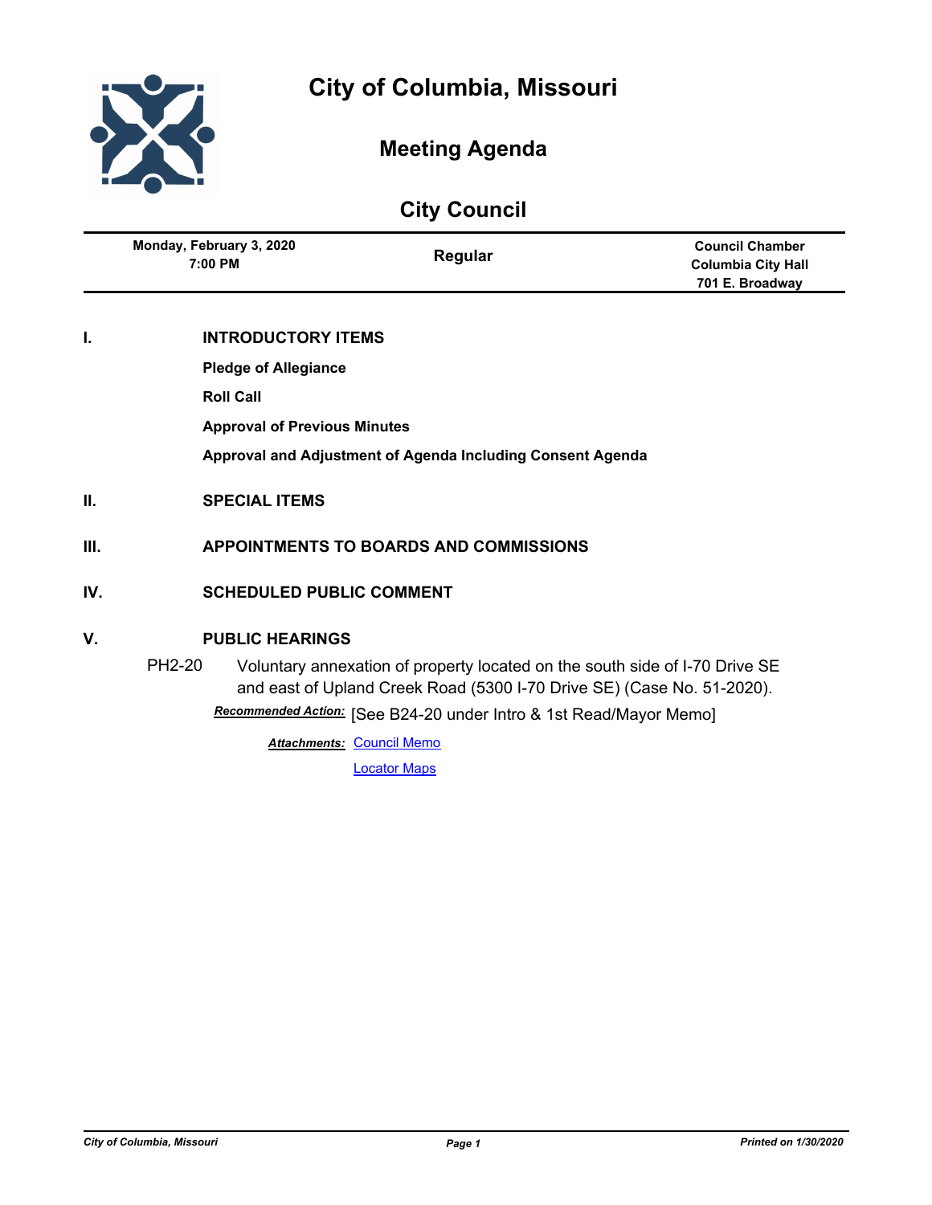# City of Columbia, Missouri

## Meeting Agenda

## City Council

| Monday, February 3, 2020 7:00 PM | Regular | Council Chamber Columbia City Hall 701 E. Broadway |
|---|---|---|

**I. INTRODUCTORY ITEMS**

**Pledge of Allegiance**

**Roll Call**

**Approval of Previous Minutes**

**Approval and Adjustment of Agenda Including Consent Agenda**

**II. SPECIAL ITEMS**

**III. APPOINTMENTS TO BOARDS AND COMMISSIONS**

**IV. SCHEDULED PUBLIC COMMENT**

**V. PUBLIC HEARINGS**

PH2-20 Voluntary annexation of property located on the south side of I-70 Drive SE and east of Upland Creek Road (5300 I-70 Drive SE) (Case No. 51-2020).

***Recommended Action:*** [See B24-20 under Intro & 1st Read/Mayor Memo]

***Attachments:*** Council Memo

Locator Maps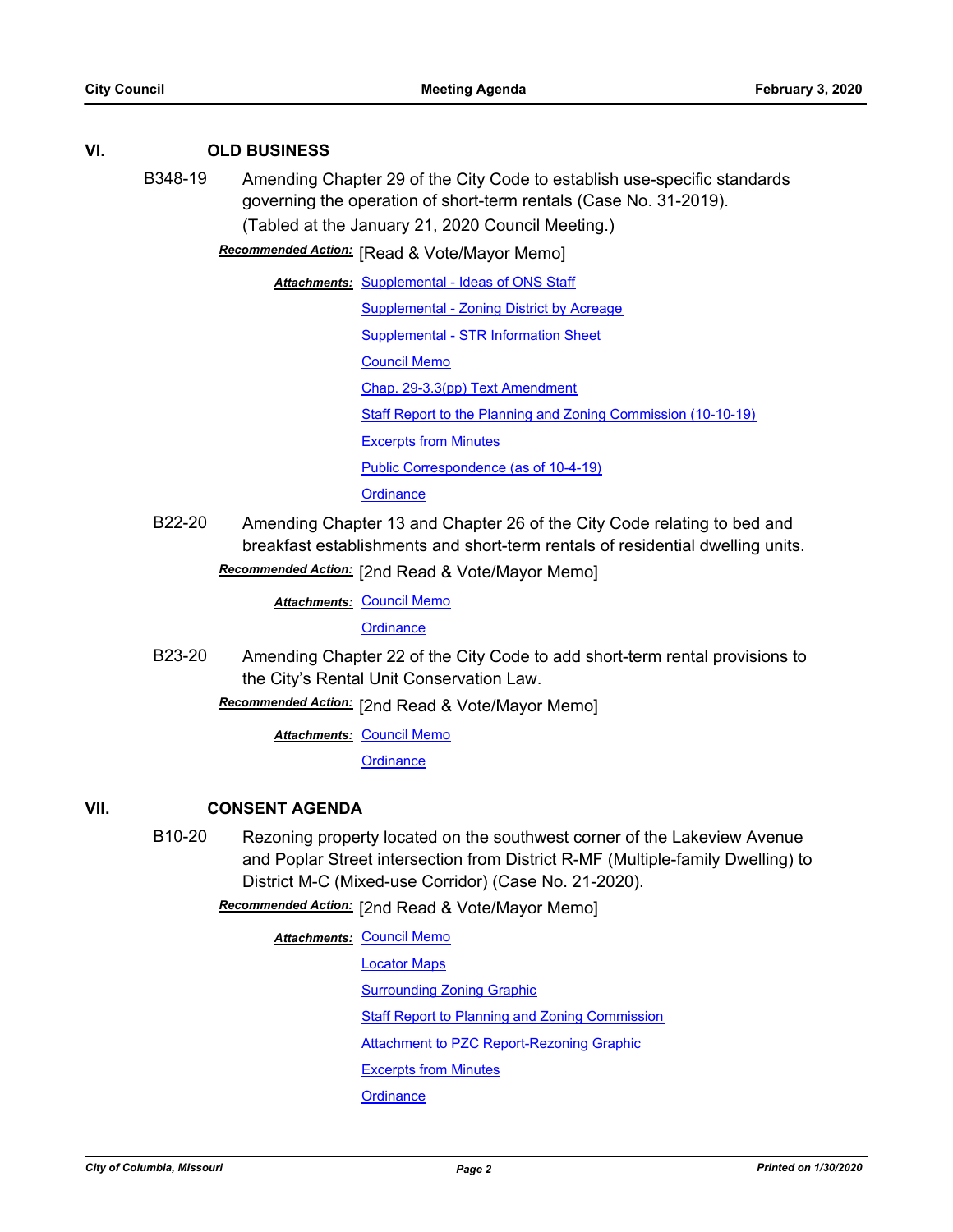## VI. OLD BUSINESS

**B348-19** Amending Chapter 29 of the City Code to establish use-specific standards governing the operation of short-term rentals (Case No. 31-2019).

(Tabled at the January 21, 2020 Council Meeting.)

***Recommended Action:*** [Read & Vote/Mayor Memo]

***Attachments:*** Supplemental - Ideas of ONS Staff
Supplemental - Zoning District by Acreage
Supplemental - STR Information Sheet
Council Memo
Chap. 29-3.3(pp) Text Amendment
Staff Report to the Planning and Zoning Commission (10-10-19)
Excerpts from Minutes
Public Correspondence (as of 10-4-19)
Ordinance

**B22-20** Amending Chapter 13 and Chapter 26 of the City Code relating to bed and breakfast establishments and short-term rentals of residential dwelling units.

***Recommended Action:*** [2nd Read & Vote/Mayor Memo]

***Attachments:*** Council Memo
Ordinance

**B23-20** Amending Chapter 22 of the City Code to add short-term rental provisions to the City's Rental Unit Conservation Law.

***Recommended Action:*** [2nd Read & Vote/Mayor Memo]

***Attachments:*** Council Memo
Ordinance

## VII. CONSENT AGENDA

**B10-20** Rezoning property located on the southwest corner of the Lakeview Avenue and Poplar Street intersection from District R-MF (Multiple-family Dwelling) to District M-C (Mixed-use Corridor) (Case No. 21-2020).

***Recommended Action:*** [2nd Read & Vote/Mayor Memo]

***Attachments:*** Council Memo
Locator Maps
Surrounding Zoning Graphic
Staff Report to Planning and Zoning Commission
Attachment to PZC Report-Rezoning Graphic
Excerpts from Minutes
Ordinance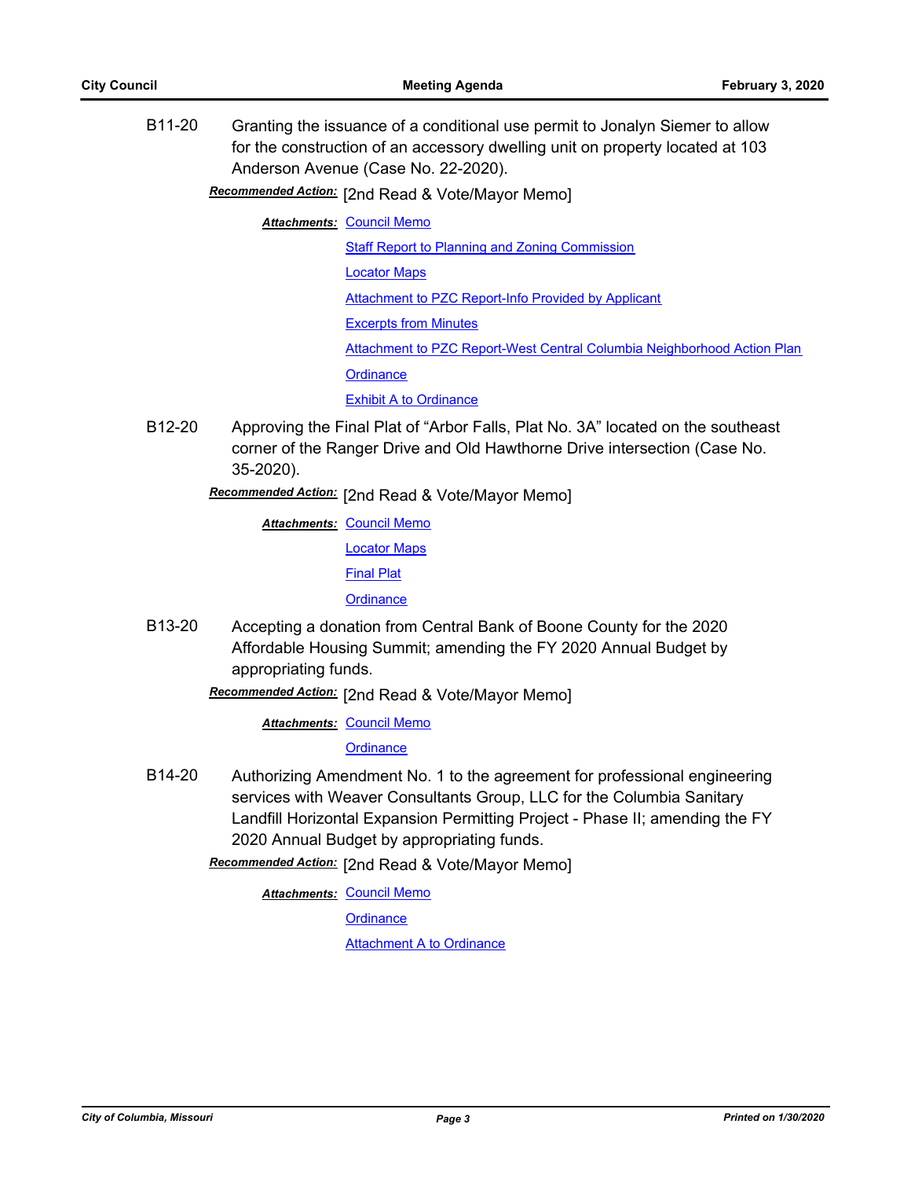**B11-20** Granting the issuance of a conditional use permit to Jonalyn Siemer to allow for the construction of an accessory dwelling unit on property located at 103 Anderson Avenue (Case No. 22-2020).

***Recommended Action:*** [2nd Read & Vote/Mayor Memo]

***Attachments:*** Council Memo
Staff Report to Planning and Zoning Commission
Locator Maps
Attachment to PZC Report-Info Provided by Applicant
Excerpts from Minutes
Attachment to PZC Report-West Central Columbia Neighborhood Action Plan
Ordinance
Exhibit A to Ordinance

**B12-20** Approving the Final Plat of "Arbor Falls, Plat No. 3A" located on the southeast corner of the Ranger Drive and Old Hawthorne Drive intersection (Case No. 35-2020).

***Recommended Action:*** [2nd Read & Vote/Mayor Memo]

***Attachments:*** Council Memo
Locator Maps
Final Plat
Ordinance

**B13-20** Accepting a donation from Central Bank of Boone County for the 2020 Affordable Housing Summit; amending the FY 2020 Annual Budget by appropriating funds.

***Recommended Action:*** [2nd Read & Vote/Mayor Memo]

***Attachments:*** Council Memo
Ordinance

**B14-20** Authorizing Amendment No. 1 to the agreement for professional engineering services with Weaver Consultants Group, LLC for the Columbia Sanitary Landfill Horizontal Expansion Permitting Project - Phase II; amending the FY 2020 Annual Budget by appropriating funds.

***Recommended Action:*** [2nd Read & Vote/Mayor Memo]

***Attachments:*** Council Memo
Ordinance
Attachment A to Ordinance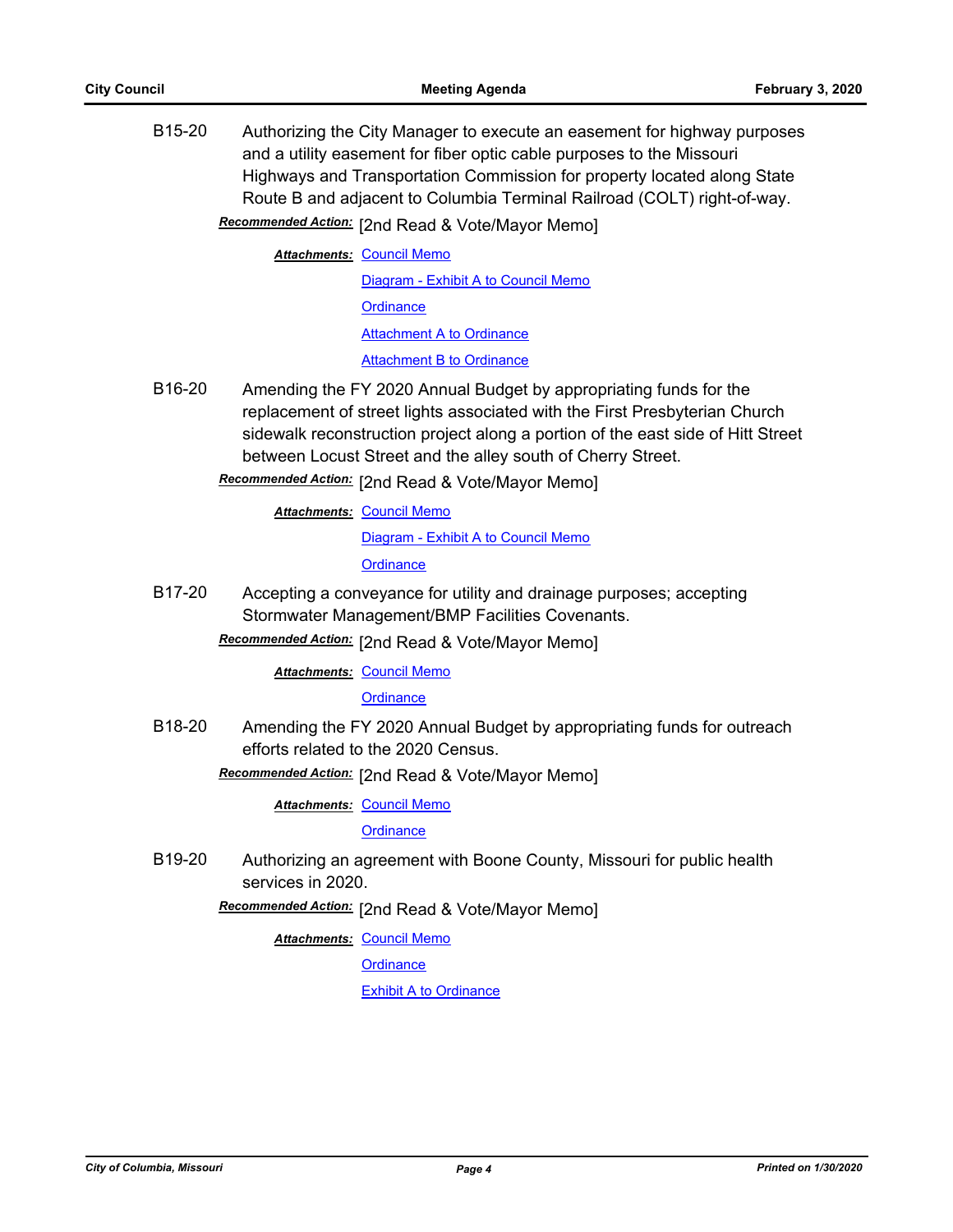**B15-20** Authorizing the City Manager to execute an easement for highway purposes and a utility easement for fiber optic cable purposes to the Missouri Highways and Transportation Commission for property located along State Route B and adjacent to Columbia Terminal Railroad (COLT) right-of-way.

***Recommended Action:*** [2nd Read & Vote/Mayor Memo]

***Attachments:*** Council Memo
Diagram - Exhibit A to Council Memo
Ordinance
Attachment A to Ordinance
Attachment B to Ordinance

**B16-20** Amending the FY 2020 Annual Budget by appropriating funds for the replacement of street lights associated with the First Presbyterian Church sidewalk reconstruction project along a portion of the east side of Hitt Street between Locust Street and the alley south of Cherry Street.

***Recommended Action:*** [2nd Read & Vote/Mayor Memo]

***Attachments:*** Council Memo
Diagram - Exhibit A to Council Memo
Ordinance

**B17-20** Accepting a conveyance for utility and drainage purposes; accepting Stormwater Management/BMP Facilities Covenants.

***Recommended Action:*** [2nd Read & Vote/Mayor Memo]

***Attachments:*** Council Memo
Ordinance

**B18-20** Amending the FY 2020 Annual Budget by appropriating funds for outreach efforts related to the 2020 Census.

***Recommended Action:*** [2nd Read & Vote/Mayor Memo]

***Attachments:*** Council Memo
Ordinance

**B19-20** Authorizing an agreement with Boone County, Missouri for public health services in 2020.

***Recommended Action:*** [2nd Read & Vote/Mayor Memo]

***Attachments:*** Council Memo
Ordinance
Exhibit A to Ordinance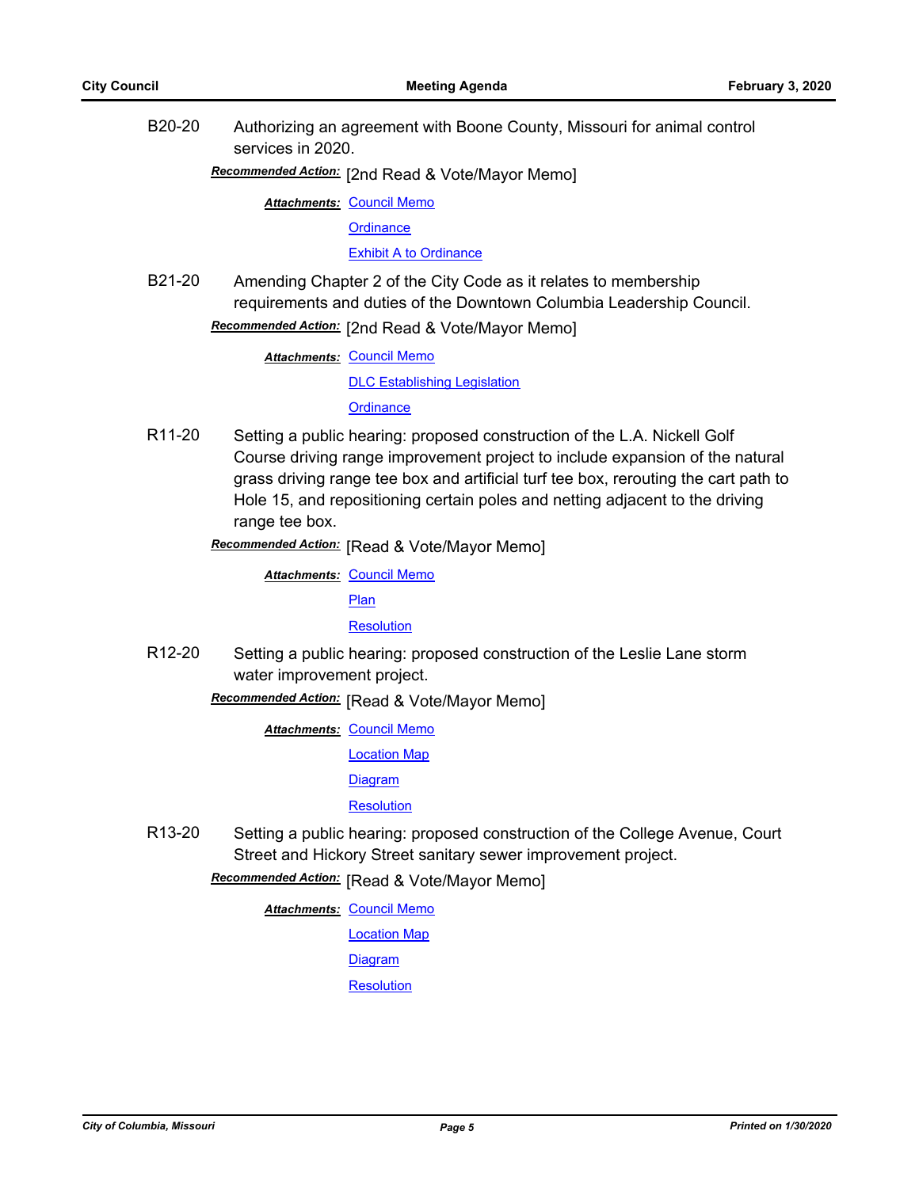B20-20 Authorizing an agreement with Boone County, Missouri for animal control services in 2020.

***Recommended Action:*** [2nd Read & Vote/Mayor Memo]

***Attachments:*** Council Memo
Ordinance
Exhibit A to Ordinance

B21-20 Amending Chapter 2 of the City Code as it relates to membership requirements and duties of the Downtown Columbia Leadership Council.

***Recommended Action:*** [2nd Read & Vote/Mayor Memo]

***Attachments:*** Council Memo
DLC Establishing Legislation
Ordinance

R11-20 Setting a public hearing: proposed construction of the L.A. Nickell Golf Course driving range improvement project to include expansion of the natural grass driving range tee box and artificial turf tee box, rerouting the cart path to Hole 15, and repositioning certain poles and netting adjacent to the driving range tee box.

***Recommended Action:*** [Read & Vote/Mayor Memo]

***Attachments:*** Council Memo
Plan
Resolution

R12-20 Setting a public hearing: proposed construction of the Leslie Lane storm water improvement project.

***Recommended Action:*** [Read & Vote/Mayor Memo]

***Attachments:*** Council Memo
Location Map
Diagram
Resolution

R13-20 Setting a public hearing: proposed construction of the College Avenue, Court Street and Hickory Street sanitary sewer improvement project.

***Recommended Action:*** [Read & Vote/Mayor Memo]

***Attachments:*** Council Memo
Location Map
Diagram
Resolution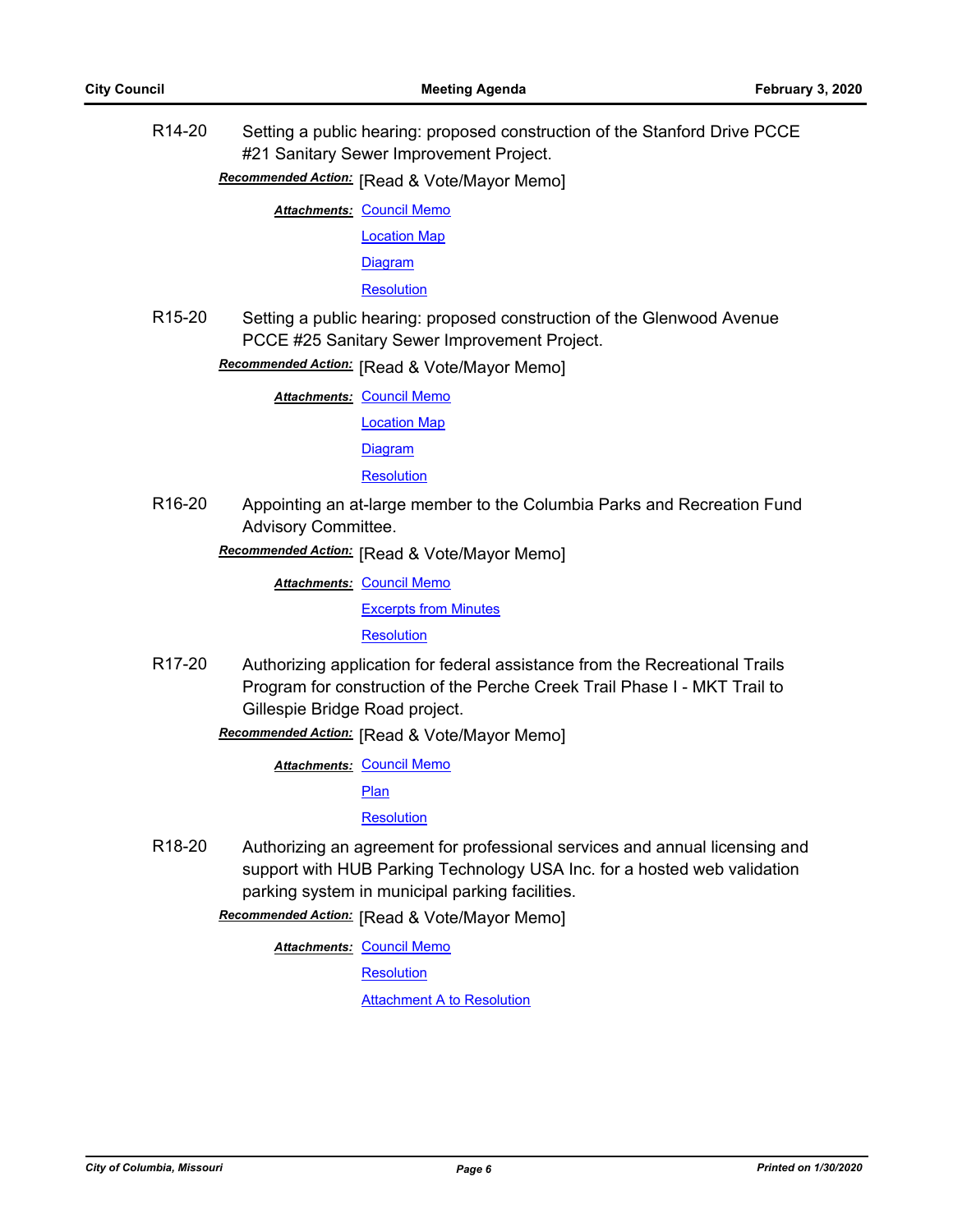R14-20 Setting a public hearing: proposed construction of the Stanford Drive PCCE #21 Sanitary Sewer Improvement Project.

***Recommended Action:*** [Read & Vote/Mayor Memo]

***Attachments:*** Council Memo
Location Map
Diagram
Resolution

R15-20 Setting a public hearing: proposed construction of the Glenwood Avenue PCCE #25 Sanitary Sewer Improvement Project.

***Recommended Action:*** [Read & Vote/Mayor Memo]

***Attachments:*** Council Memo
Location Map
Diagram
Resolution

R16-20 Appointing an at-large member to the Columbia Parks and Recreation Fund Advisory Committee.

***Recommended Action:*** [Read & Vote/Mayor Memo]

***Attachments:*** Council Memo
Excerpts from Minutes
Resolution

R17-20 Authorizing application for federal assistance from the Recreational Trails Program for construction of the Perche Creek Trail Phase I - MKT Trail to Gillespie Bridge Road project.

***Recommended Action:*** [Read & Vote/Mayor Memo]

***Attachments:*** Council Memo
Plan
Resolution

R18-20 Authorizing an agreement for professional services and annual licensing and support with HUB Parking Technology USA Inc. for a hosted web validation parking system in municipal parking facilities.

***Recommended Action:*** [Read & Vote/Mayor Memo]

***Attachments:*** Council Memo
Resolution
Attachment A to Resolution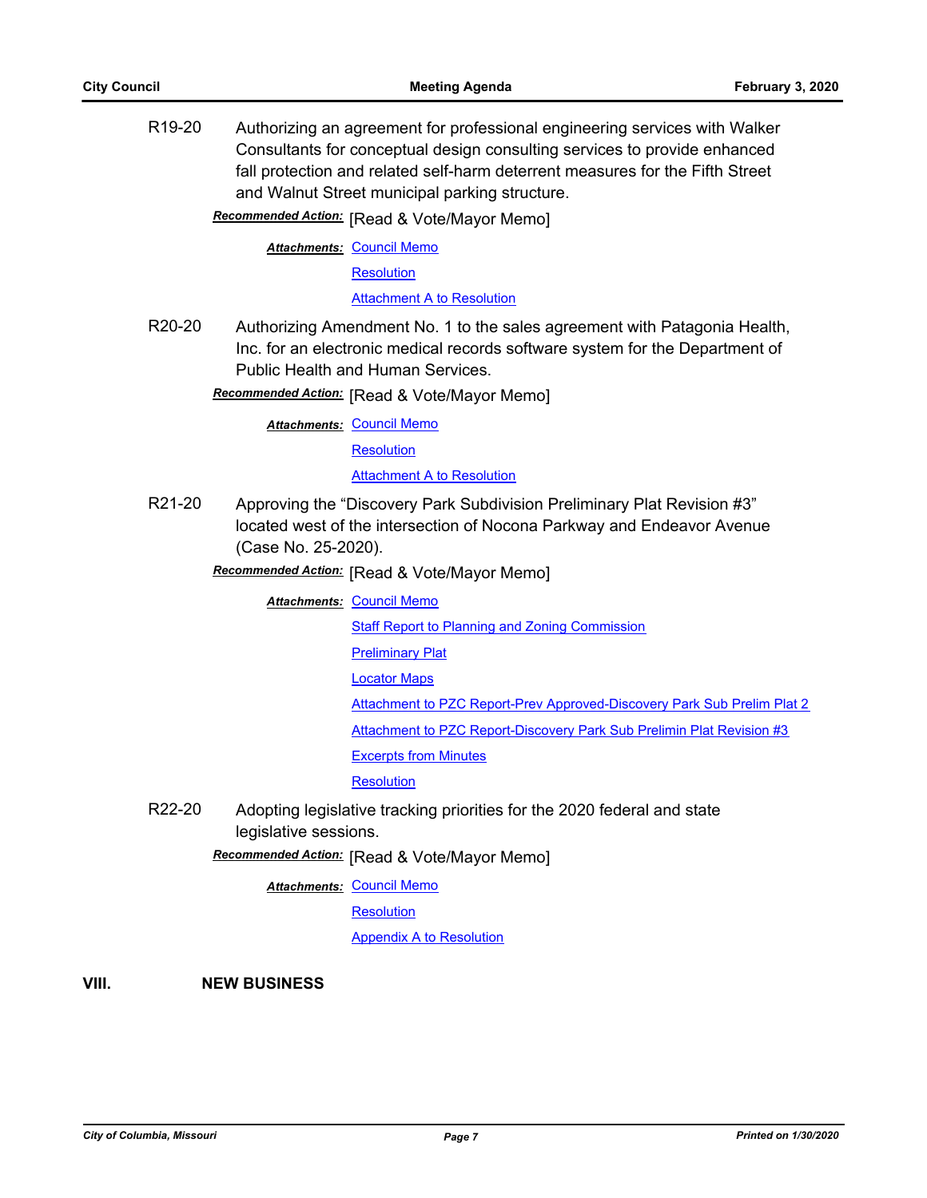R19-20 Authorizing an agreement for professional engineering services with Walker Consultants for conceptual design consulting services to provide enhanced fall protection and related self-harm deterrent measures for the Fifth Street and Walnut Street municipal parking structure.

***Recommended Action:*** [Read & Vote/Mayor Memo]

***Attachments:*** Council Memo
Resolution
Attachment A to Resolution

R20-20 Authorizing Amendment No. 1 to the sales agreement with Patagonia Health, Inc. for an electronic medical records software system for the Department of Public Health and Human Services.

***Recommended Action:*** [Read & Vote/Mayor Memo]

***Attachments:*** Council Memo
Resolution
Attachment A to Resolution

R21-20 Approving the “Discovery Park Subdivision Preliminary Plat Revision #3” located west of the intersection of Nocona Parkway and Endeavor Avenue (Case No. 25-2020).

***Recommended Action:*** [Read & Vote/Mayor Memo]

***Attachments:*** Council Memo
Staff Report to Planning and Zoning Commission
Preliminary Plat
Locator Maps
Attachment to PZC Report-Prev Approved-Discovery Park Sub Prelim Plat 2
Attachment to PZC Report-Discovery Park Sub Prelimin Plat Revision #3
Excerpts from Minutes
Resolution

R22-20 Adopting legislative tracking priorities for the 2020 federal and state legislative sessions.

***Recommended Action:*** [Read & Vote/Mayor Memo]

***Attachments:*** Council Memo
Resolution
Appendix A to Resolution

## VIII. NEW BUSINESS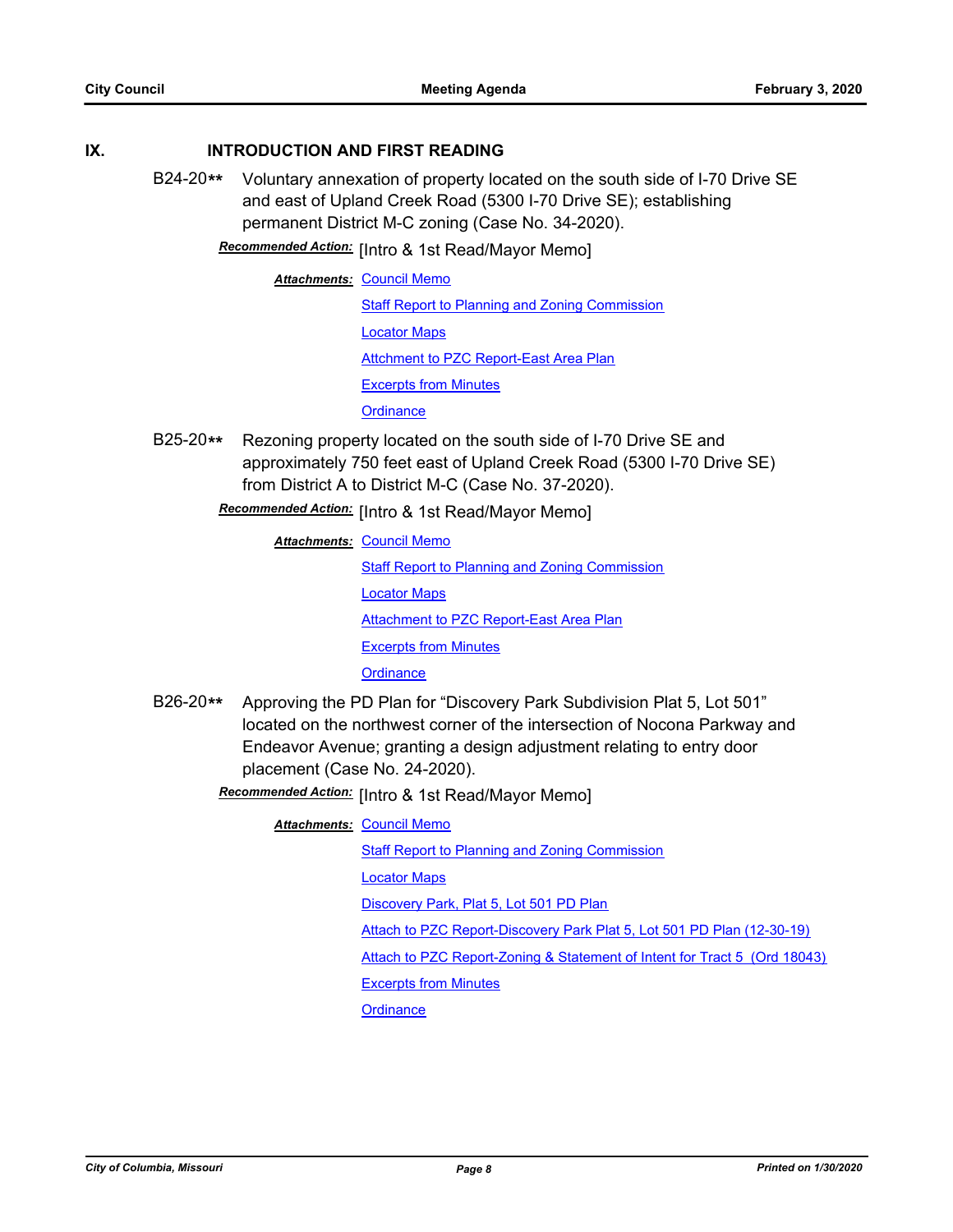## IX. INTRODUCTION AND FIRST READING

**B24-20**** Voluntary annexation of property located on the south side of I-70 Drive SE and east of Upland Creek Road (5300 I-70 Drive SE); establishing permanent District M-C zoning (Case No. 34-2020).

***Recommended Action:*** [Intro & 1st Read/Mayor Memo]

***Attachments:*** Council Memo
Staff Report to Planning and Zoning Commission
Locator Maps
Attchment to PZC Report-East Area Plan
Excerpts from Minutes
Ordinance

**B25-20**** Rezoning property located on the south side of I-70 Drive SE and approximately 750 feet east of Upland Creek Road (5300 I-70 Drive SE) from District A to District M-C (Case No. 37-2020).

***Recommended Action:*** [Intro & 1st Read/Mayor Memo]

***Attachments:*** Council Memo
Staff Report to Planning and Zoning Commission
Locator Maps
Attachment to PZC Report-East Area Plan
Excerpts from Minutes
Ordinance

**B26-20**** Approving the PD Plan for "Discovery Park Subdivision Plat 5, Lot 501" located on the northwest corner of the intersection of Nocona Parkway and Endeavor Avenue; granting a design adjustment relating to entry door placement (Case No. 24-2020).

***Recommended Action:*** [Intro & 1st Read/Mayor Memo]

***Attachments:*** Council Memo
Staff Report to Planning and Zoning Commission
Locator Maps
Discovery Park, Plat 5, Lot 501 PD Plan
Attach to PZC Report-Discovery Park Plat 5, Lot 501 PD Plan (12-30-19)
Attach to PZC Report-Zoning & Statement of Intent for Tract 5 (Ord 18043)
Excerpts from Minutes
Ordinance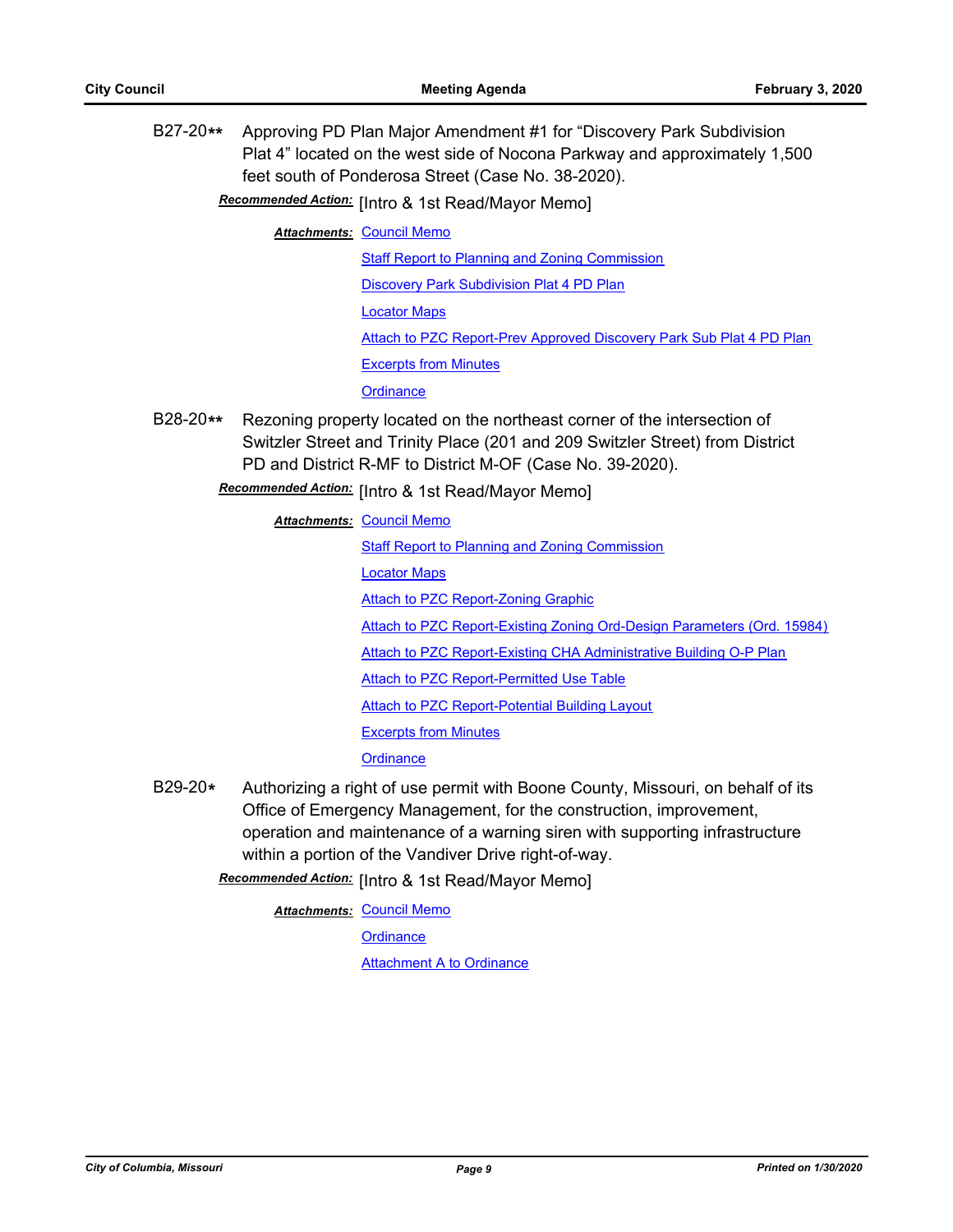B27-20** Approving PD Plan Major Amendment #1 for "Discovery Park Subdivision Plat 4" located on the west side of Nocona Parkway and approximately 1,500 feet south of Ponderosa Street (Case No. 38-2020).

***Recommended Action:*** [Intro & 1st Read/Mayor Memo]

***Attachments:*** Council Memo
Staff Report to Planning and Zoning Commission
Discovery Park Subdivision Plat 4 PD Plan
Locator Maps
Attach to PZC Report-Prev Approved Discovery Park Sub Plat 4 PD Plan
Excerpts from Minutes
Ordinance

B28-20** Rezoning property located on the northeast corner of the intersection of Switzler Street and Trinity Place (201 and 209 Switzler Street) from District PD and District R-MF to District M-OF (Case No. 39-2020).

***Recommended Action:*** [Intro & 1st Read/Mayor Memo]

***Attachments:*** Council Memo
Staff Report to Planning and Zoning Commission
Locator Maps
Attach to PZC Report-Zoning Graphic
Attach to PZC Report-Existing Zoning Ord-Design Parameters (Ord. 15984)
Attach to PZC Report-Existing CHA Administrative Building O-P Plan
Attach to PZC Report-Permitted Use Table
Attach to PZC Report-Potential Building Layout
Excerpts from Minutes
Ordinance

B29-20* Authorizing a right of use permit with Boone County, Missouri, on behalf of its Office of Emergency Management, for the construction, improvement, operation and maintenance of a warning siren with supporting infrastructure within a portion of the Vandiver Drive right-of-way.

***Recommended Action:*** [Intro & 1st Read/Mayor Memo]

***Attachments:*** Council Memo
Ordinance
Attachment A to Ordinance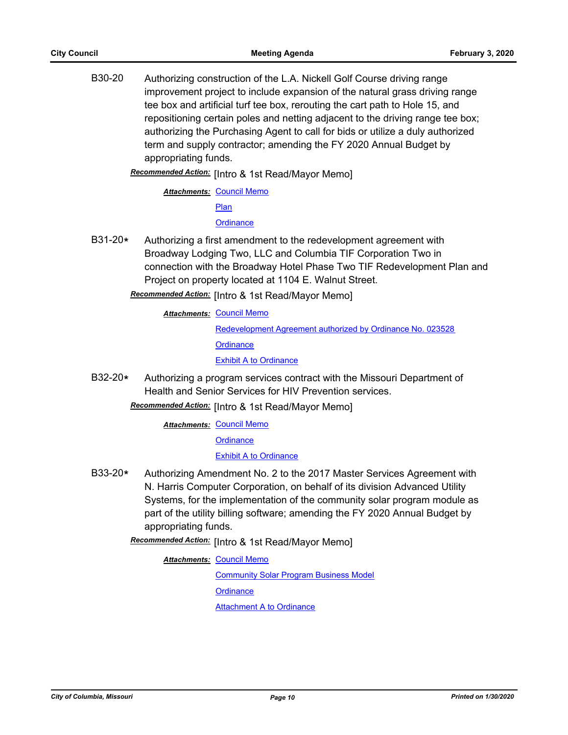B30-20 Authorizing construction of the L.A. Nickell Golf Course driving range improvement project to include expansion of the natural grass driving range tee box and artificial turf tee box, rerouting the cart path to Hole 15, and repositioning certain poles and netting adjacent to the driving range tee box; authorizing the Purchasing Agent to call for bids or utilize a duly authorized term and supply contractor; amending the FY 2020 Annual Budget by appropriating funds.

***Recommended Action:*** [Intro & 1st Read/Mayor Memo]

***Attachments:*** Council Memo
Plan
Ordinance

B31-20* Authorizing a first amendment to the redevelopment agreement with Broadway Lodging Two, LLC and Columbia TIF Corporation Two in connection with the Broadway Hotel Phase Two TIF Redevelopment Plan and Project on property located at 1104 E. Walnut Street.

***Recommended Action:*** [Intro & 1st Read/Mayor Memo]

***Attachments:*** Council Memo
Redevelopment Agreement authorized by Ordinance No. 023528
Ordinance
Exhibit A to Ordinance

B32-20* Authorizing a program services contract with the Missouri Department of Health and Senior Services for HIV Prevention services.

***Recommended Action:*** [Intro & 1st Read/Mayor Memo]

***Attachments:*** Council Memo
Ordinance
Exhibit A to Ordinance

B33-20* Authorizing Amendment No. 2 to the 2017 Master Services Agreement with N. Harris Computer Corporation, on behalf of its division Advanced Utility Systems, for the implementation of the community solar program module as part of the utility billing software; amending the FY 2020 Annual Budget by appropriating funds.

***Recommended Action:*** [Intro & 1st Read/Mayor Memo]

***Attachments:*** Council Memo
Community Solar Program Business Model
Ordinance
Attachment A to Ordinance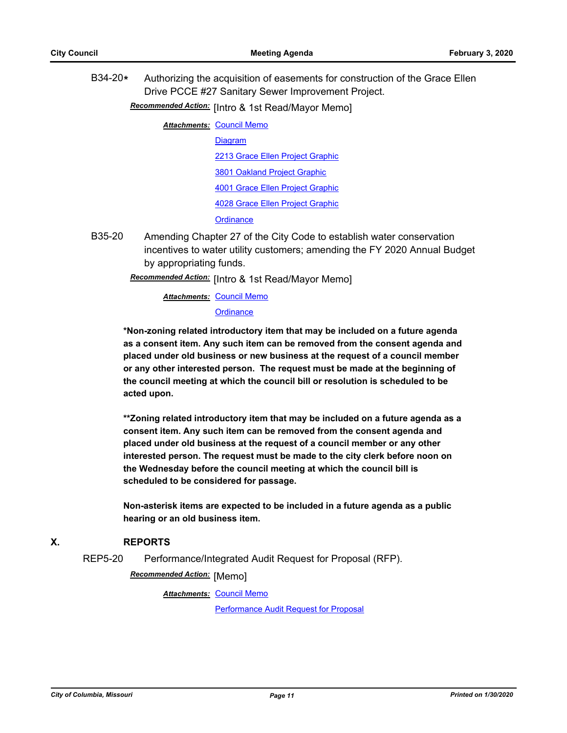B34-20* Authorizing the acquisition of easements for construction of the Grace Ellen Drive PCCE #27 Sanitary Sewer Improvement Project.

***Recommended Action:*** [Intro & 1st Read/Mayor Memo]

***Attachments:*** Council Memo
Diagram
2213 Grace Ellen Project Graphic
3801 Oakland Project Graphic
4001 Grace Ellen Project Graphic
4028 Grace Ellen Project Graphic
Ordinance

B35-20 Amending Chapter 27 of the City Code to establish water conservation incentives to water utility customers; amending the FY 2020 Annual Budget by appropriating funds.

***Recommended Action:*** [Intro & 1st Read/Mayor Memo]

***Attachments:*** Council Memo
Ordinance

**\*Non-zoning related introductory item that may be included on a future agenda as a consent item. Any such item can be removed from the consent agenda and placed under old business or new business at the request of a council member or any other interested person. The request must be made at the beginning of the council meeting at which the council bill or resolution is scheduled to be acted upon.**

**\*\*Zoning related introductory item that may be included on a future agenda as a consent item. Any such item can be removed from the consent agenda and placed under old business at the request of a council member or any other interested person. The request must be made to the city clerk before noon on the Wednesday before the council meeting at which the council bill is scheduled to be considered for passage.**

**Non-asterisk items are expected to be included in a future agenda as a public hearing or an old business item.**

## X. REPORTS

REP5-20 Performance/Integrated Audit Request for Proposal (RFP).

***Recommended Action:*** [Memo]

***Attachments:*** Council Memo
Performance Audit Request for Proposal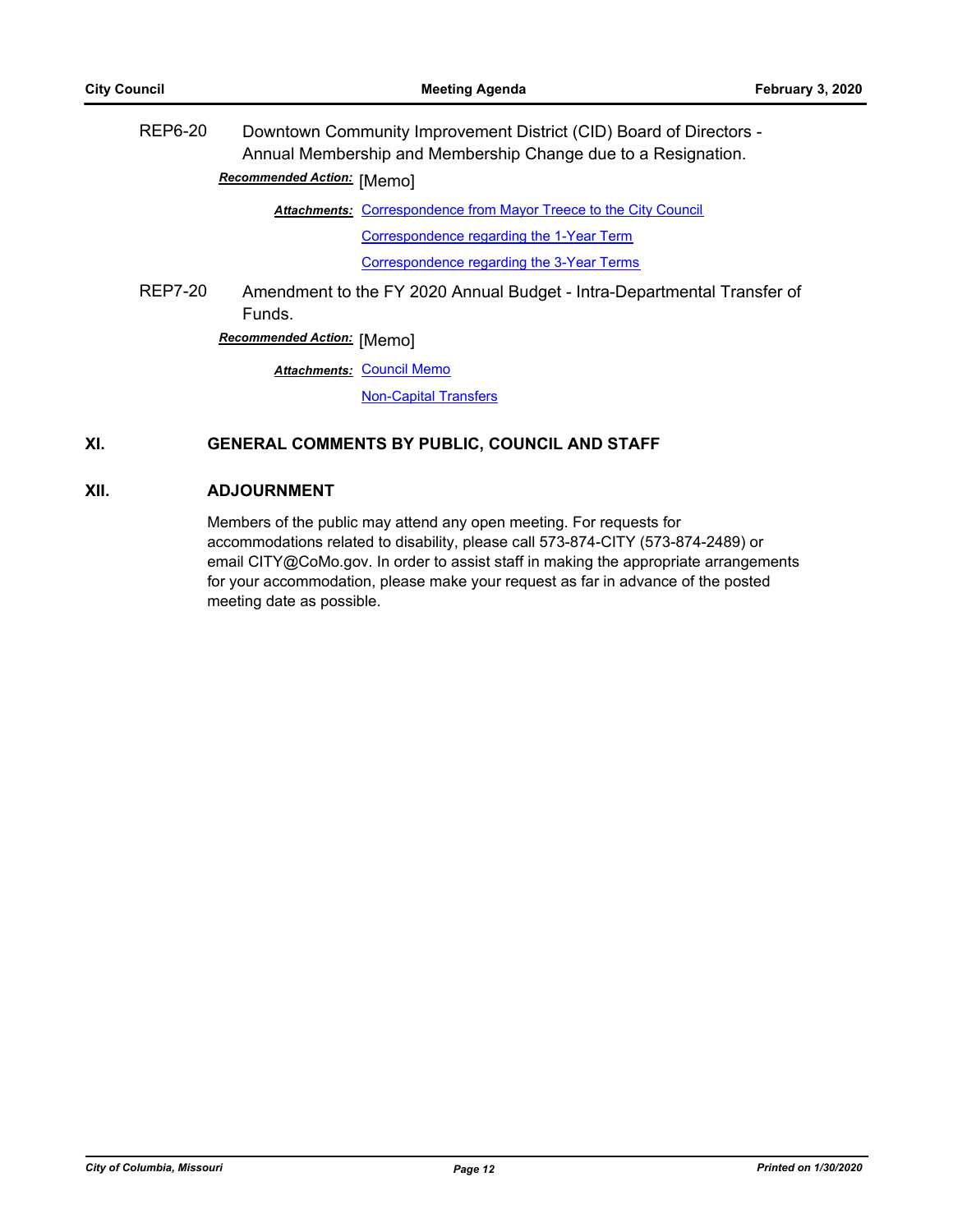REP6-20 Downtown Community Improvement District (CID) Board of Directors - Annual Membership and Membership Change due to a Resignation.

***Recommended Action:*** [Memo]

***Attachments:*** Correspondence from Mayor Treece to the City Council

Correspondence regarding the 1-Year Term

Correspondence regarding the 3-Year Terms

REP7-20 Amendment to the FY 2020 Annual Budget - Intra-Departmental Transfer of Funds.

***Recommended Action:*** [Memo]

***Attachments:*** Council Memo

Non-Capital Transfers

## XI. GENERAL COMMENTS BY PUBLIC, COUNCIL AND STAFF

## XII. ADJOURNMENT

Members of the public may attend any open meeting. For requests for accommodations related to disability, please call 573-874-CITY (573-874-2489) or email CITY@CoMo.gov. In order to assist staff in making the appropriate arrangements for your accommodation, please make your request as far in advance of the posted meeting date as possible.